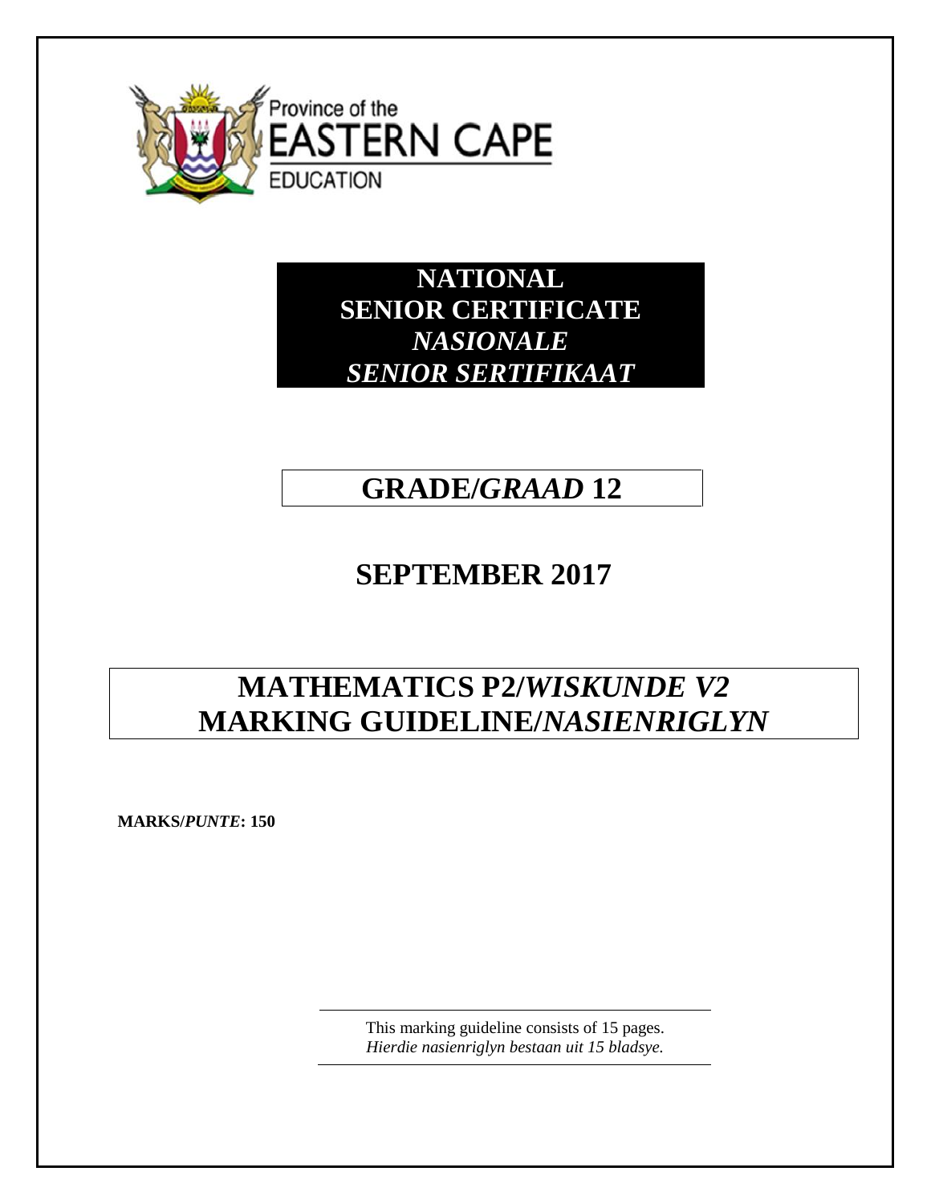Province of the
EASTERN CAPE
EDUCATION

# NATIONAL SENIOR CERTIFICATE
# *NASIONALE SENIOR SERTIFIKAAT*

## GRADE/*GRAAD* 12

## SEPTEMBER 2017

## MATHEMATICS P2/*WISKUNDE V2*
## MARKING GUIDELINE/*NASIENRIGLYN*

**MARKS/*PUNTE*: 150**

This marking guideline consists of 15 pages.
*Hierdie nasienriglyn bestaan uit 15 bladsye.*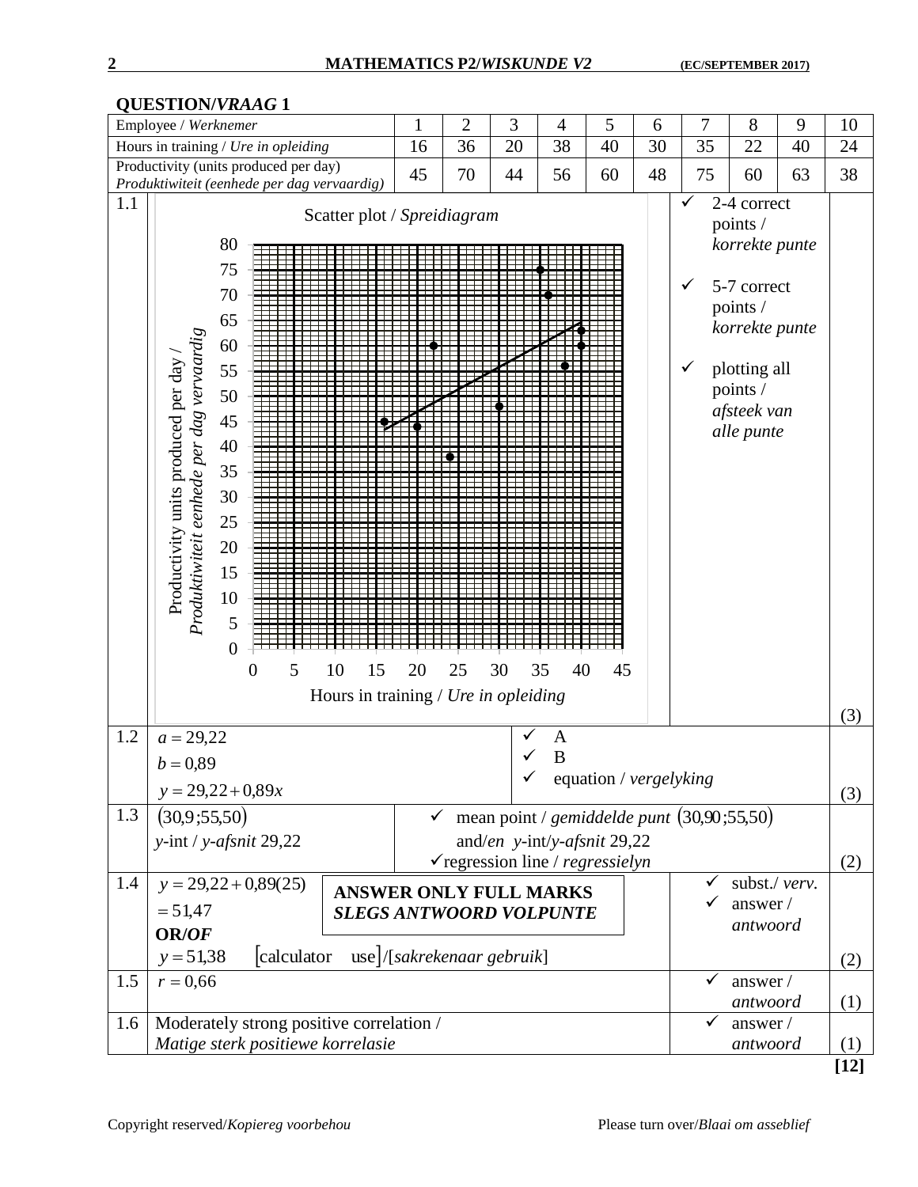## QUESTION/*VRAAG* 1

| Employee / *Werknemer* | 1 | 2 | 3 | 4 | 5 | 6 | 7 | 8 | 9 | 10 |
|---|---|---|---|---|---|---|---|---|---|---|
| Hours in training / *Ure in opleiding* | 16 | 36 | 20 | 38 | 40 | 30 | 35 | 22 | 40 | 24 |
| Productivity (units produced per day) *Produktiwiteit (eenhede per dag vervaardig)* | 45 | 70 | 44 | 56 | 60 | 48 | 75 | 60 | 63 | 38 |

| | | | |
|---|---|---|---|
| 1.1 | Scatter plot / *Spreidiagram* (Productivity units produced per day / *Produktiwiteit eenhede per dag vervaardig* vs Hours in training / *Ure in opleiding*) | ✓ 2-4 correct points / *korrekte punte*<br>✓ 5-7 correct points / *korrekte punte*<br>✓ plotting all points / *afsteek van alle punte* | (3) |
| 1.2 | $a = 29{,}22$<br>$b = 0{,}89$<br>$y = 29{,}22 + 0{,}89x$ | ✓ A<br>✓ B<br>✓ equation / *vergelyking* | (3) |
| 1.3 | $(30{,}9\,;55{,}50)$<br>*y*-int / *y-afsnit* 29,22 | ✓ mean point / *gemiddelde punt* $(30{,}90\,;55{,}50)$ and/*en* *y*-int/*y-afsnit* 29,22<br>✓regression line / *regressielyn* | (2) |
| 1.4 | $y = 29{,}22 + 0{,}89(25)$<br>$= 51{,}47$<br>**OR/*OF***<br>$y = 51{,}38$ [calculator use]/[*sakrekenaar gebruik*]<br>**ANSWER ONLY FULL MARKS**<br>***SLEGS ANTWOORD VOLPUNTE*** | ✓ subst./ *verv.*<br>✓ answer / *antwoord* | (2) |
| 1.5 | $r = 0{,}66$ | ✓ answer / *antwoord* | (1) |
| 1.6 | Moderately strong positive correlation / *Matige sterk positiewe korrelasie* | ✓ answer / *antwoord* | (1) |
| | | | **[12]** |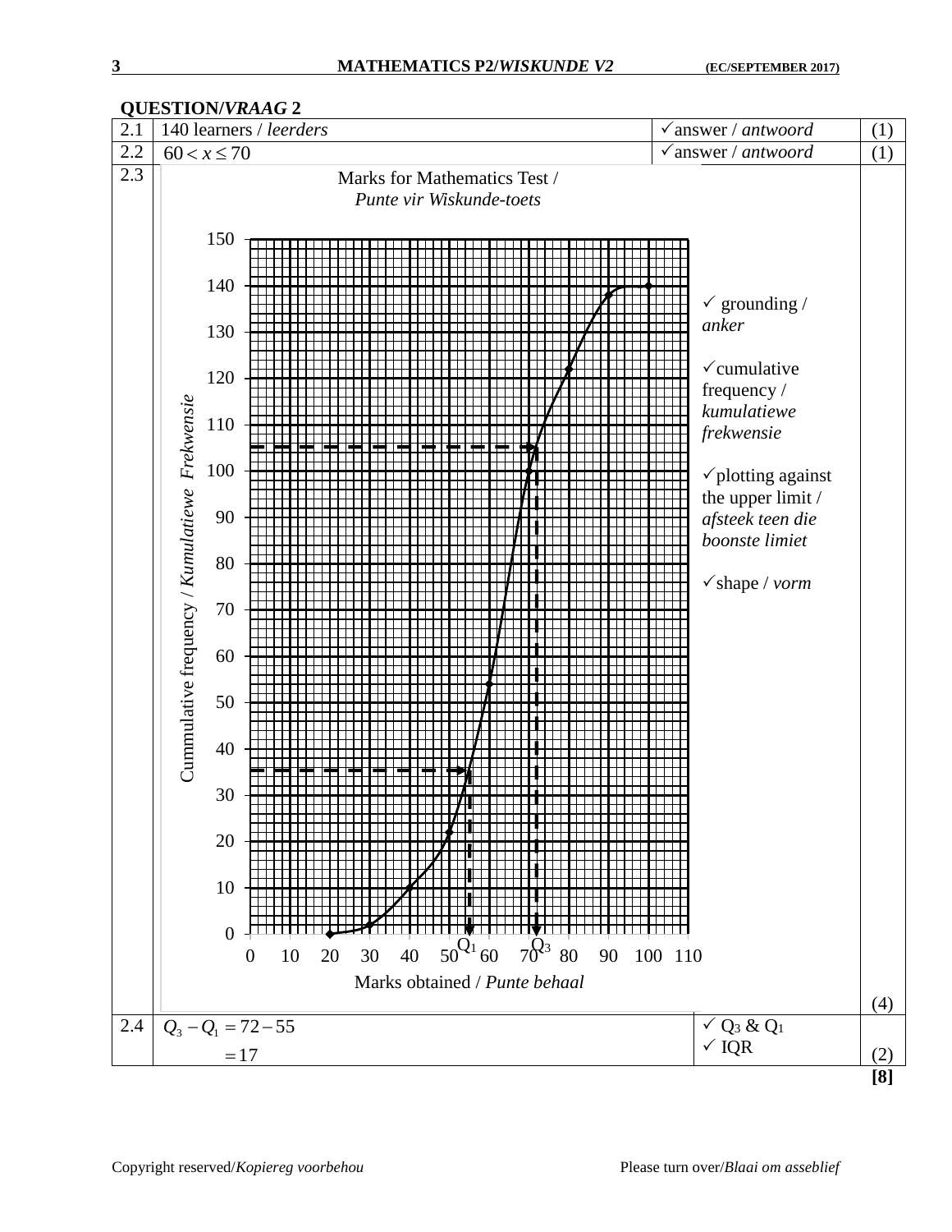## QUESTION/*VRAAG* 2

| | | | |
|---|---|---|---|
| 2.1 | 140 learners / *leerders* | ✓answer / *antwoord* | (1) |
| 2.2 | $60 < x \leq 70$ | ✓answer / *antwoord* | (1) |
| 2.3 | Marks for Mathematics Test / *Punte vir Wiskunde-toets* (ogive: Cummulative frequency / *Kumulatiewe Frekwensie* against Marks obtained / *Punte behaal*; $Q_1$ and $Q_3$ indicated) | ✓ grounding / *anker*<br><br>✓cumulative frequency / *kumulatiewe frekwensie*<br><br>✓plotting against the upper limit / *afsteek teen die boonste limiet*<br><br>✓shape / *vorm* | (4) |
| 2.4 | $Q_3 - Q_1 = 72 - 55$<br>$= 17$ | ✓ $Q_3$ & $Q_1$<br>✓ IQR | (2) |
| | | | **[8]** |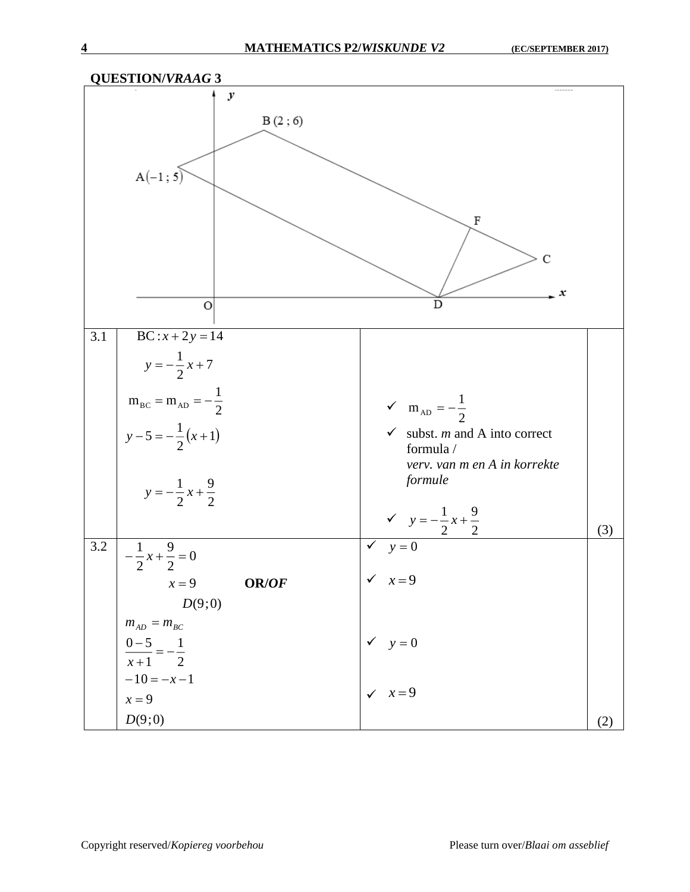## QUESTION/*VRAAG* 3

| | | | |
|---|---|---|---|
| 3.1 | $BC: x + 2y = 14$<br>$y = -\frac{1}{2}x + 7$<br>$m_{BC} = m_{AD} = -\frac{1}{2}$<br>$y - 5 = -\frac{1}{2}(x+1)$<br>$y = -\frac{1}{2}x + \frac{9}{2}$ | ✓ $m_{AD} = -\frac{1}{2}$<br>✓ subst. *m* and A into correct formula / *verv. van m en A in korrekte formule*<br>✓ $y = -\frac{1}{2}x + \frac{9}{2}$ | (3) |
| 3.2 | $-\frac{1}{2}x + \frac{9}{2} = 0$<br>$x = 9$ **OR/*OF***<br>$D(9;0)$<br>$m_{AD} = m_{BC}$<br>$\frac{0-5}{x+1} = -\frac{1}{2}$<br>$-10 = -x - 1$<br>$x = 9$<br>$D(9;0)$ | ✓ $y = 0$<br>✓ $x = 9$<br><br>✓ $y = 0$<br>✓ $x = 9$ | (2) |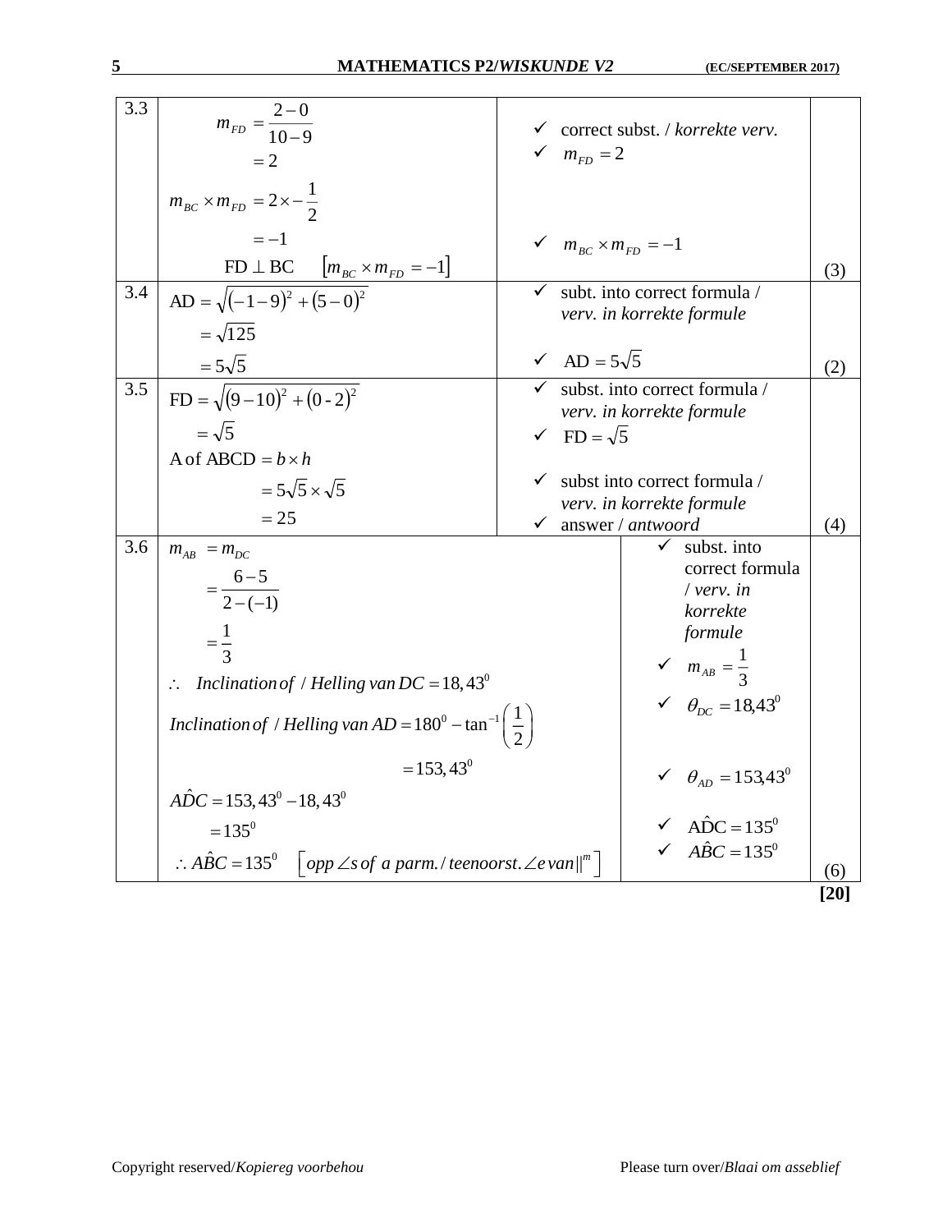| | | | |
|---|---|---|---|
| 3.3 | $m_{FD} = \frac{2-0}{10-9}$ <br> $= 2$ <br> $m_{BC} \times m_{FD} = 2 \times -\frac{1}{2}$ <br> $= -1$ <br> $FD \perp BC \quad [m_{BC} \times m_{FD} = -1]$ | ✓ correct subst. / *korrekte verv.* <br> ✓ $m_{FD} = 2$ <br><br> ✓ $m_{BC} \times m_{FD} = -1$ | (3) |
| 3.4 | $AD = \sqrt{(-1-9)^2 + (5-0)^2}$ <br> $= \sqrt{125}$ <br> $= 5\sqrt{5}$ | ✓ subt. into correct formula / *verv. in korrekte formule* <br> ✓ $AD = 5\sqrt{5}$ | (2) |
| 3.5 | $FD = \sqrt{(9-10)^2 + (0-2)^2}$ <br> $= \sqrt{5}$ <br> A of ABCD $= b \times h$ <br> $= 5\sqrt{5} \times \sqrt{5}$ <br> $= 25$ | ✓ subst. into correct formula / *verv. in korrekte formule* <br> ✓ $FD = \sqrt{5}$ <br> ✓ subst into correct formula / *verv. in korrekte formule* <br> ✓ answer / *antwoord* | (4) |
| 3.6 | $m_{AB} = m_{DC}$ <br> $= \frac{6-5}{2-(-1)}$ <br> $= \frac{1}{3}$ <br> $\therefore$ *Inclination of / Helling van* $DC = 18,43^0$ <br> *Inclination of / Helling van* $AD = 180^0 - \tan^{-1}\left(\frac{1}{2}\right)$ <br> $= 153,43^0$ <br> $A\hat{D}C = 153,43^0 - 18,43^0$ <br> $= 135^0$ <br> $\therefore A\hat{B}C = 135^0 \quad [\text{opp}\angle\text{s of a parm.}/\text{teenoorst.}\angle\text{e van}\|^m]$ | ✓ subst. into correct formula / *verv. in korrekte formule* <br> ✓ $m_{AB} = \frac{1}{3}$ <br> ✓ $\theta_{DC} = 18,43^0$ <br> ✓ $\theta_{AD} = 153,43^0$ <br> ✓ $A\hat{D}C = 135^0$ <br> ✓ $A\hat{B}C = 135^0$ | (6) |
| | | | **[20]** |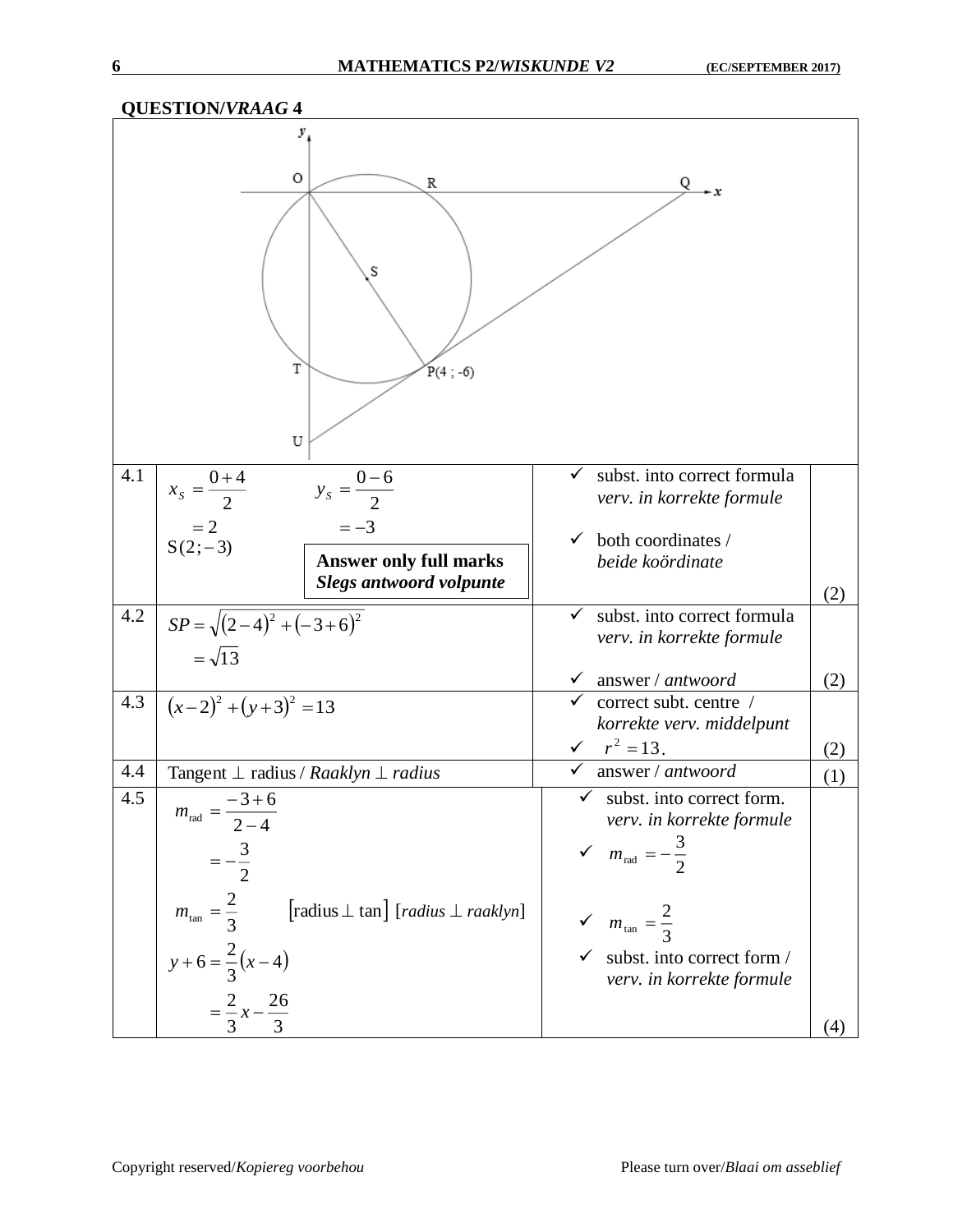## QUESTION/*VRAAG* 4

| | | | |
|---|---|---|---|
| 4.1 | $x_S = \frac{0+4}{2}$ $\quad y_S = \frac{0-6}{2}$ <br> $= 2 \quad\quad = -3$ <br> $S(2;-3)$ <br> **Answer only full marks** <br> ***Slegs antwoord volpunte*** | ✓ subst. into correct formula *verv. in korrekte formule* <br> ✓ both coordinates / *beide koördinate* | (2) |
| 4.2 | $SP = \sqrt{(2-4)^2 + (-3+6)^2}$ <br> $= \sqrt{13}$ | ✓ subst. into correct formula *verv. in korrekte formule* <br> ✓ answer / *antwoord* | (2) |
| 4.3 | $(x-2)^2 + (y+3)^2 = 13$ | ✓ correct subt. centre / *korrekte verv. middelpunt* <br> ✓ $r^2 = 13$. | (2) |
| 4.4 | Tangent $\perp$ radius / *Raaklyn* $\perp$ *radius* | ✓ answer / *antwoord* | (1) |
| 4.5 | $m_{\text{rad}} = \frac{-3+6}{2-4}$ <br> $= -\frac{3}{2}$ <br> $m_{\tan} = \frac{2}{3}$ [radius $\perp$ tan] [*radius* $\perp$ *raaklyn*] <br> $y + 6 = \frac{2}{3}(x-4)$ <br> $= \frac{2}{3}x - \frac{26}{3}$ | ✓ subst. into correct form. *verv. in korrekte formule* <br> ✓ $m_{\text{rad}} = -\frac{3}{2}$ <br> ✓ $m_{\tan} = \frac{2}{3}$ <br> ✓ subst. into correct form / *verv. in korrekte formule* | (4) |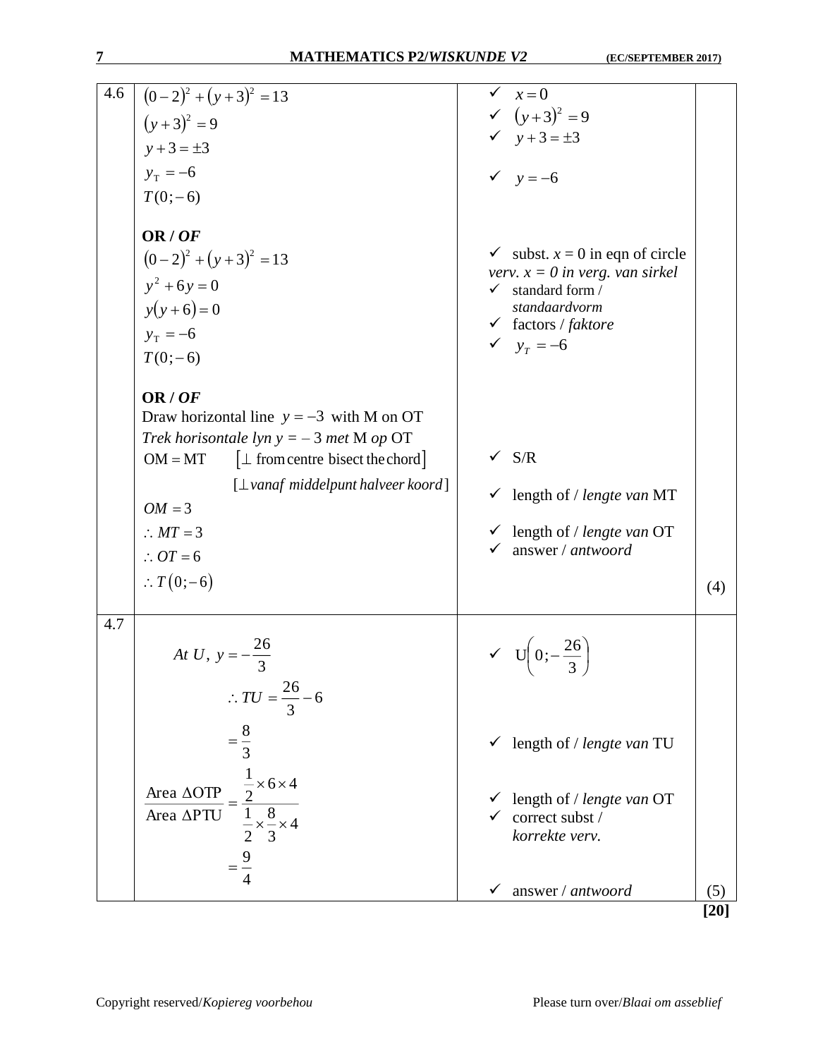| | | | |
|---|---|---|---|
| 4.6 | $(0-2)^2+(y+3)^2=13$<br>$(y+3)^2=9$<br>$y+3=\pm 3$<br>$y_T=-6$<br>$T(0;-6)$ | ✓ $x=0$<br>✓ $(y+3)^2=9$<br>✓ $y+3=\pm 3$<br><br>✓ $y=-6$ | |
| | **OR / *OF***<br>$(0-2)^2+(y+3)^2=13$<br>$y^2+6y=0$<br>$y(y+6)=0$<br>$y_T=-6$<br>$T(0;-6)$ | ✓ subst. $x = 0$ in eqn of circle *verv. x = 0 in verg. van sirkel*<br>✓ standard form / *standaardvorm*<br>✓ factors / *faktore*<br>✓ $y_T=-6$ | |
| | **OR / *OF***<br>Draw horizontal line $y=-3$ with M on OT<br>*Trek horisontale lyn y = – 3 met* M *op* OT<br>$\text{OM}=\text{MT}$ [⊥ from centre bisect the chord]<br>[⊥ *vanaf middelpunt halveer koord*]<br>$OM=3$<br>$\therefore MT=3$<br>$\therefore OT=6$<br>$\therefore T(0;-6)$ | ✓ S/R<br><br>✓ length of / *lengte van* MT<br><br>✓ length of / *lengte van* OT<br>✓ answer / *antwoord* | (4) |
| 4.7 | $At\ U,\ y=-\frac{26}{3}$<br>$\therefore TU=\frac{26}{3}-6$<br>$=\frac{8}{3}$<br>$\frac{\text{Area } \Delta\text{OTP}}{\text{Area } \Delta\text{PTU}}=\frac{\frac{1}{2}\times 6\times 4}{\frac{1}{2}\times\frac{8}{3}\times 4}$<br>$=\frac{9}{4}$ | ✓ $\text{U}\left(0;-\frac{26}{3}\right)$<br><br>✓ length of / *lengte van* TU<br><br>✓ length of / *lengte van* OT<br>✓ correct subst / *korrekte verv.*<br><br>✓ answer / *antwoord* | (5) |
| | | | **[20]** |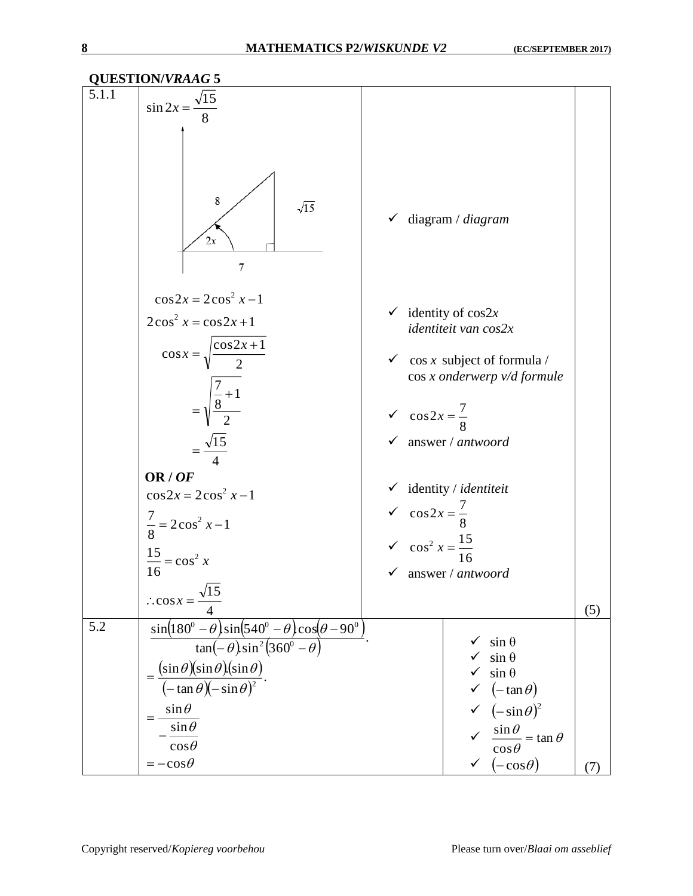## QUESTION/*VRAAG* 5

| | | | |
|---|---|---|---|
| 5.1.1 | $\sin 2x = \frac{\sqrt{15}}{8}$ <br> [Diagram: right-angled triangle with hypotenuse 8, opposite side $\sqrt{15}$, adjacent side 7, angle $2x$] <br><br> $\cos 2x = 2\cos^2 x - 1$ <br> $2\cos^2 x = \cos 2x + 1$ <br> $\cos x = \sqrt{\frac{\cos 2x + 1}{2}}$ <br> $= \sqrt{\frac{\frac{7}{8}+1}{2}}$ <br> $= \frac{\sqrt{15}}{4}$ <br> **OR / *OF*** <br> $\cos 2x = 2\cos^2 x - 1$ <br> $\frac{7}{8} = 2\cos^2 x - 1$ <br> $\frac{15}{16} = \cos^2 x$ <br> $\therefore \cos x = \frac{\sqrt{15}}{4}$ | ✓ diagram / *diagram* <br><br> ✓ identity of cos2$x$ *identiteit van cos2x* <br> ✓ $\cos x$ subject of formula / $\cos x$ *onderwerp v/d formule* <br> ✓ $\cos 2x = \frac{7}{8}$ <br> ✓ answer / *antwoord* <br><br> ✓ identity / *identiteit* <br> ✓ $\cos 2x = \frac{7}{8}$ <br> ✓ $\cos^2 x = \frac{15}{16}$ <br> ✓ answer / *antwoord* | (5) |
| 5.2 | $\frac{\sin(180^0 - \theta).\sin(540^0 - \theta).\cos(\theta - 90^0)}{\tan(-\theta).\sin^2(360^0 - \theta)}$. <br> $= \frac{(\sin\theta)(\sin\theta).(\sin\theta)}{(-\tan\theta)(-\sin\theta)^2}$. <br> $= \frac{\sin\theta}{-\frac{\sin\theta}{\cos\theta}}$ <br> $= -\cos\theta$ | ✓ $\sin\theta$ <br> ✓ $\sin\theta$ <br> ✓ $\sin\theta$ <br> ✓ $(-\tan\theta)$ <br> ✓ $(-\sin\theta)^2$ <br> ✓ $\frac{\sin\theta}{\cos\theta} = \tan\theta$ <br> ✓ $(-\cos\theta)$ | (7) |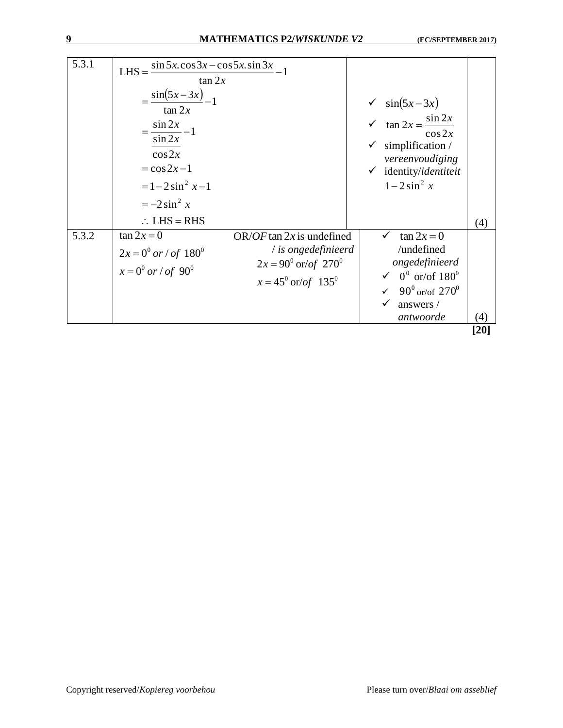| | | | |
|---|---|---|---|
| 5.3.1 | $\text{LHS} = \dfrac{\sin 5x.\cos 3x - \cos 5x.\sin 3x}{\tan 2x} - 1$<br>$= \dfrac{\sin(5x - 3x)}{\tan 2x} - 1$<br>$= \dfrac{\sin 2x}{\dfrac{\sin 2x}{\cos 2x}} - 1$<br>$= \cos 2x - 1$<br>$= 1 - 2\sin^2 x - 1$<br>$= -2\sin^2 x$<br>$\therefore \text{ LHS} = \text{RHS}$ | ✓ $\sin(5x - 3x)$<br>✓ $\tan 2x = \dfrac{\sin 2x}{\cos 2x}$<br>✓ simplification / *vereenvoudiging*<br>✓ identity/*identiteit* $1 - 2\sin^2 x$ | (4) |
| 5.3.2 | $\tan 2x = 0$<br>$2x = 0^0$ *or / of* $180^0$<br>$x = 0^0$ *or / of* $90^0$<br><br>OR/*OF* $\tan 2x$ is undefined / *is ongedefinieerd*<br>$2x = 90^0$ or/*of* $270^0$<br>$x = 45^0$ or/*of* $135^0$ | ✓ $\tan 2x = 0$ /undefined *ongedefinieerd*<br>✓ $0^0$ or/of $180^0$<br>✓ $90^0$ or/of $270^0$<br>✓ answers / *antwoorde* | (4) |
| | | | **[20]** |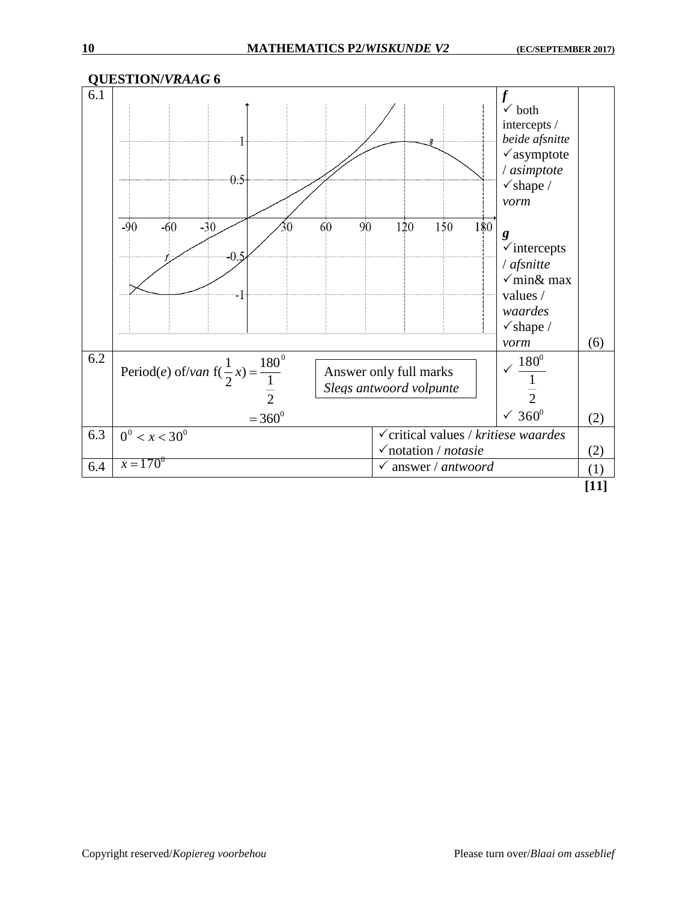## QUESTION/*VRAAG* 6

| | | | |
|---|---|---|---|
| 6.1 | | ***f***<br>✓ both intercepts / *beide afsnitte*<br>✓asymptote / *asimptote*<br>✓shape / *vorm*<br><br>***g***<br>✓intercepts / *afsnitte*<br>✓min& max values / *waardes*<br>✓shape / *vorm* | (6) |
| 6.2 | Period(*e*) of/*van* $f(\frac{1}{2}x) = \frac{180^0}{\frac{1}{2}}$<br>$= 360^0$<br><br>Answer only full marks<br>*Slegs antwoord volpunte* | ✓ $\frac{180^0}{\frac{1}{2}}$<br>✓ $360^0$ | (2) |
| 6.3 | $0^0 < x < 30^0$ | ✓critical values / *kritiese waardes*<br>✓notation / *notasie* | (2) |
| 6.4 | $x = 170^0$ | ✓ answer / *antwoord* | (1) |
| | | | **[11]** |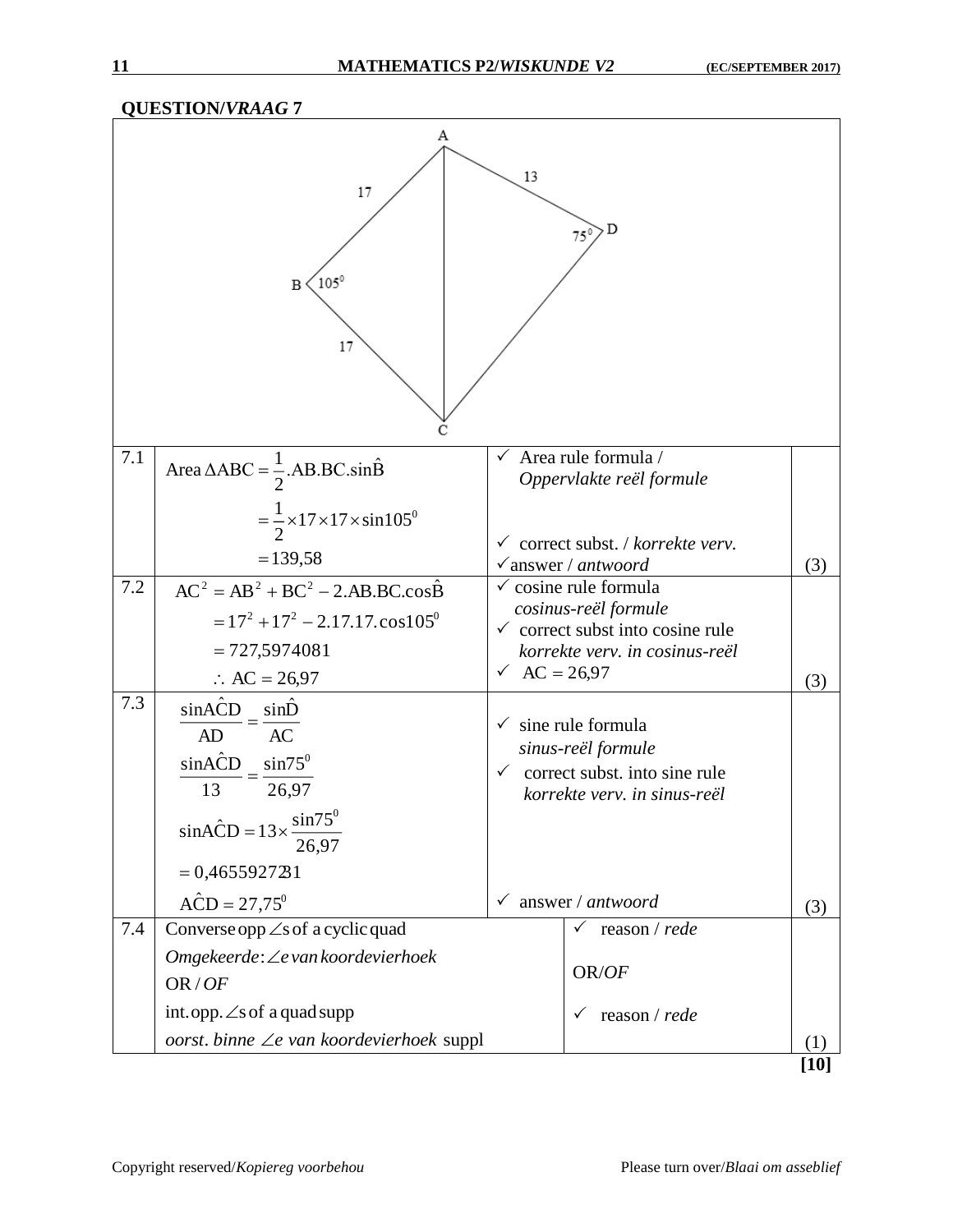## QUESTION/*VRAAG* 7

| | | | |
|---|---|---|---|
| 7.1 | Area $\Delta ABC = \frac{1}{2}.AB.BC.\sin\hat{B}$ <br> $= \frac{1}{2} \times 17 \times 17 \times \sin 105^0$ <br> $= 139{,}58$ | ✓ Area rule formula / *Oppervlakte reël formule* <br> ✓ correct subst. / *korrekte verv.* <br> ✓answer / *antwoord* | (3) |
| 7.2 | $AC^2 = AB^2 + BC^2 - 2.AB.BC.\cos\hat{B}$ <br> $= 17^2 + 17^2 - 2.17.17.\cos 105^0$ <br> $= 727{,}5974081$ <br> $\therefore AC = 26{,}97$ | ✓ cosine rule formula *cosinus-reël formule* <br> ✓ correct subst into cosine rule *korrekte verv. in cosinus-reël* <br> ✓ $AC = 26{,}97$ | (3) |
| 7.3 | $\frac{\sin A\hat{C}D}{AD} = \frac{\sin\hat{D}}{AC}$ <br> $\frac{\sin A\hat{C}D}{13} = \frac{\sin 75^0}{26{,}97}$ <br> $\sin A\hat{C}D = 13 \times \frac{\sin 75^0}{26{,}97}$ <br> $= 0{,}4655927231$ <br> $A\hat{C}D = 27{,}75^0$ | ✓ sine rule formula *sinus-reël formule* <br> ✓ correct subst. into sine rule *korrekte verv. in sinus-reël* <br> ✓ answer / *antwoord* | (3) |
| 7.4 | Converse opp $\angle$s of a cyclic quad <br> *Omgekeerde: $\angle$e van koordevierhoek* <br> OR / *OF* <br> int. opp. $\angle$s of a quad supp <br> *oorst. binne $\angle$e van koordevierhoek* suppl | ✓ reason / *rede* <br> OR/*OF* <br> ✓ reason / *rede* | (1) |
| | | | **[10]** |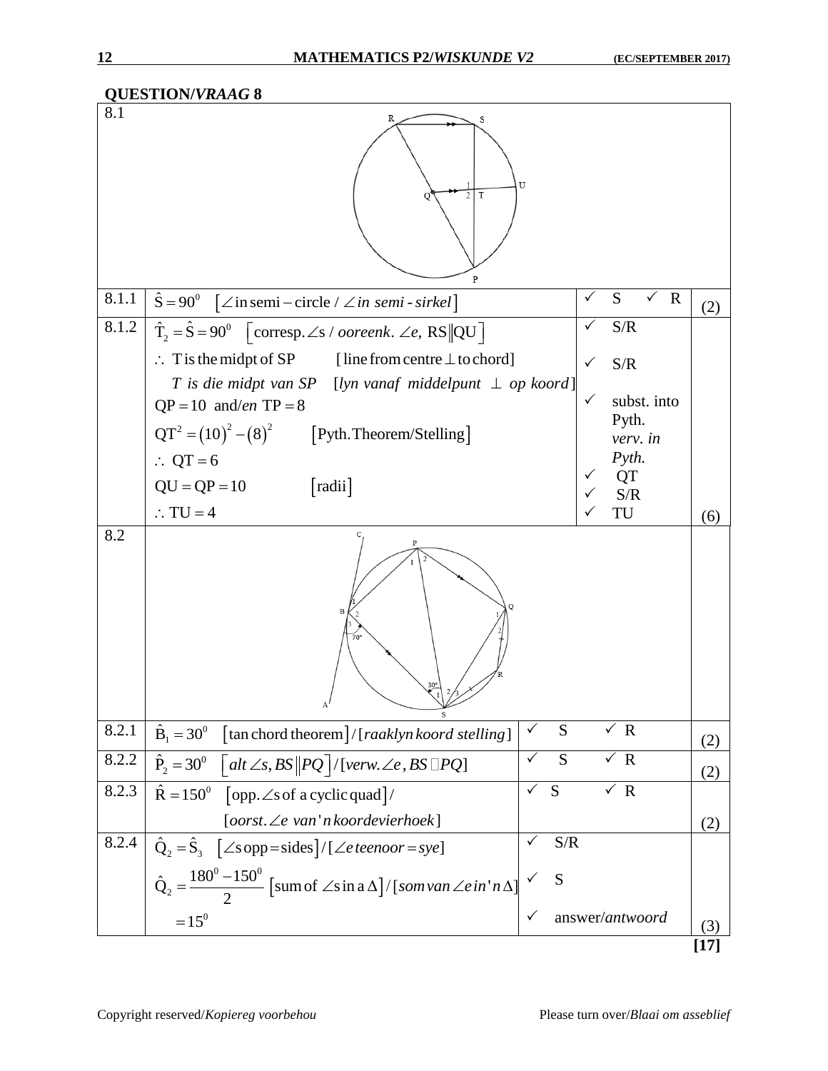## QUESTION/*VRAAG* 8

| | | | |
|---|---|---|---|
| 8.1 | | | |
| 8.1.1 | $\hat{S} = 90^0$ [$\angle$ in semi – circle / $\angle$ *in semi - sirkel*] | ✓ S ✓ R | (2) |
| 8.1.2 | $\hat{T}_2 = \hat{S} = 90^0$ [corresp. $\angle$s / *ooreenk.* $\angle$*e*, RS$\parallel$QU] | ✓ S/R | |
| | $\therefore$ T is the midpt of SP [line from centre $\perp$ to chord] *T is die midpt van SP* [*lyn vanaf middelpunt* $\perp$ *op koord*] | ✓ S/R | |
| | QP = 10 and/*en* TP = 8 | ✓ subst. into Pyth. *verv. in Pyth.* | |
| | $QT^2 = (10)^2 - (8)^2$ [Pyth. Theorem/Stelling] | | |
| | $\therefore$ QT = 6 | ✓ QT | |
| | QU = QP = 10 [radii] | ✓ S/R | |
| | $\therefore$ TU = 4 | ✓ TU | (6) |
| 8.2 | | | |
| 8.2.1 | $\hat{B}_1 = 30^0$ [tan chord theorem]/[*raaklyn koord stelling*] | ✓ S ✓ R | (2) |
| 8.2.2 | $\hat{P}_2 = 30^0$ [*alt* $\angle$*s*, *BS*$\parallel$*PQ*]/[*verw.*$\angle$*e*, *BS*$\parallel$*PQ*] | ✓ S ✓ R | (2) |
| 8.2.3 | $\hat{R} = 150^0$ [opp. $\angle$s of a cyclic quad]/ [*oorst.*$\angle$*e van'n koordevierhoek*] | ✓ S ✓ R | (2) |
| 8.2.4 | $\hat{Q}_2 = \hat{S}_3$ [$\angle$s opp = sides]/[$\angle$*e teenoor = sye*] | ✓ S/R | |
| | $\hat{Q}_2 = \dfrac{180^0 - 150^0}{2}$ [sum of $\angle$s in a $\Delta$]/[*som van* $\angle$*e in'n* $\Delta$] | ✓ S | |
| | $= 15^0$ | ✓ answer/*antwoord* | (3) |
| | | | **[17]** |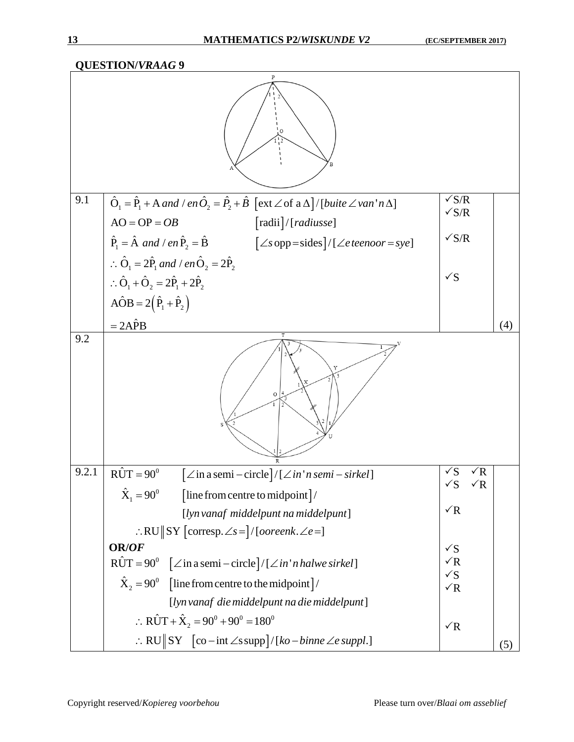## QUESTION/*VRAAG* 9

| | | | |
|---|---|---|---|
| 9.1 | $\hat{O}_1 = \hat{P}_1 + A$ *and / en* $\hat{O}_2 = \hat{P}_2 + \hat{B}$ [ext ∠ of a Δ]/[*buite ∠ van 'n Δ*] | ✓S/R ✓S/R | |
| | $AO = OP = OB$ [radii]/[*radiusse*] | | |
| | $\hat{P}_1 = \hat{A}$ *and / en* $\hat{P}_2 = \hat{B}$ [∠s opp = sides]/[*∠e teenoor = sye*] | ✓S/R | |
| | $\therefore \hat{O}_1 = 2\hat{P}_1$ *and / en* $\hat{O}_2 = 2\hat{P}_2$ | | |
| | $\therefore \hat{O}_1 + \hat{O}_2 = 2\hat{P}_1 + 2\hat{P}_2$ | ✓S | |
| | $A\hat{O}B = 2\left(\hat{P}_1 + \hat{P}_2\right)$ | | |
| | $= 2A\hat{P}B$ | | (4) |
| 9.2 | | | |
| 9.2.1 | $R\hat{U}T = 90^0$ [∠ in a semi-circle]/[*∠ in 'n semi-sirkel*] | ✓S ✓R | |
| | $\hat{X}_1 = 90^0$ [line from centre to midpoint]/ [*lyn vanaf middelpunt na middelpunt*] | ✓S ✓R | |
| | $\therefore RU \parallel SY$ [corresp. ∠s =]/[*ooreenk. ∠e =*] | ✓R | |
| | **OR/*OF*** | | |
| | $R\hat{U}T = 90^0$ [∠ in a semi-circle]/[*∠ in 'n halwe sirkel*] | ✓S ✓R | |
| | $\hat{X}_2 = 90^0$ [line from centre to the midpoint]/ [*lyn vanaf die middelpunt na die middelpunt*] | ✓S ✓R | |
| | $\therefore R\hat{U}T + \hat{X}_2 = 90^0 + 90^0 = 180^0$ | | |
| | $\therefore RU \parallel SY$ [co-int ∠s supp]/[*ko-binne ∠e suppl.*] | ✓R | (5) |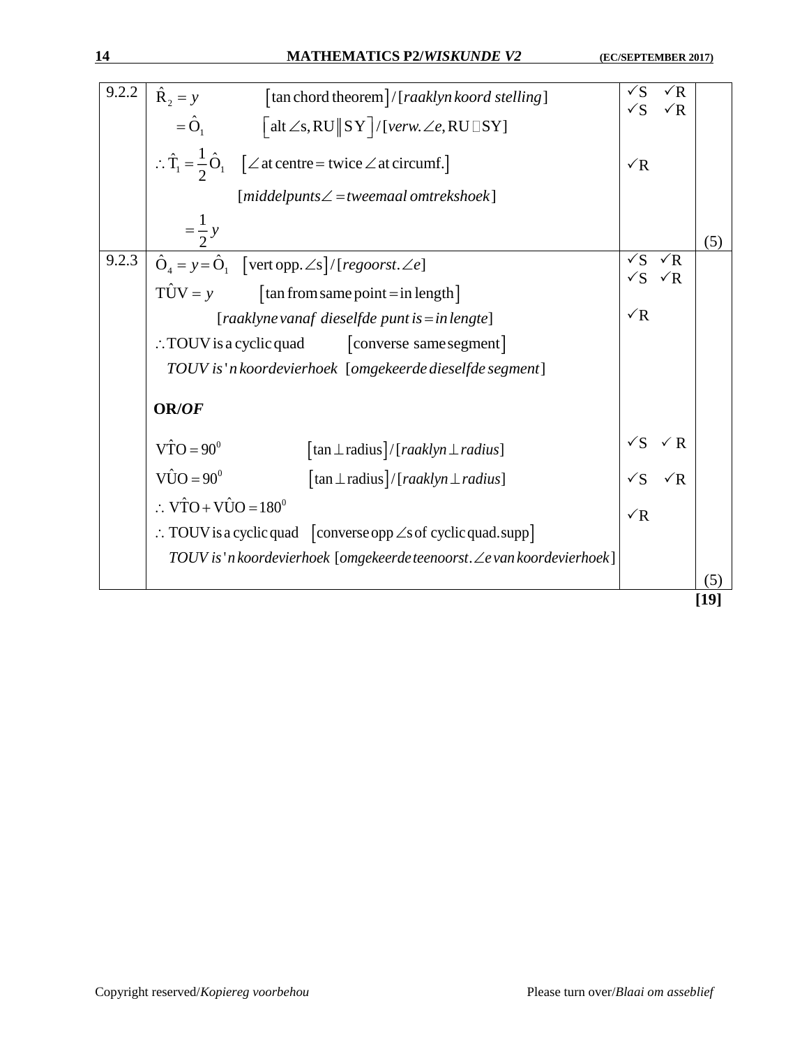| | | | |
|---|---|---|---|
| 9.2.2 | $\hat{R}_2 = y$ [tan chord theorem]/[*raaklyn koord stelling*]<br>$= \hat{O}_1$ [alt ∠s, RU ∥ SY]/[*verw.∠e*, RU ∥ SY]<br>$\therefore \hat{T}_1 = \frac{1}{2}\hat{O}_1$ [∠ at centre = twice ∠ at circumf.]<br>[*middelpunts∠ = tweemaal omtrekshoek*]<br>$= \frac{1}{2}y$ | ✓S ✓R<br>✓S ✓R<br><br>✓R | (5) |
| 9.2.3 | $\hat{O}_4 = y = \hat{O}_1$ [vert opp.∠s]/[*regoorst.∠e*]<br>$T\hat{U}V = y$ [tan from same point = in length]<br>[*raaklyne vanaf dieselfde punt is = in lengte*]<br>∴ TOUV is a cyclic quad [converse same segment]<br>*TOUV is'n koordevierhoek* [*omgekeerde dieselfde segment*]<br><br>**OR/*OF***<br><br>$V\hat{T}O = 90^0$ [tan ⊥ radius]/[*raaklyn ⊥ radius*]<br>$V\hat{U}O = 90^0$ [tan ⊥ radius]/[*raaklyn ⊥ radius*]<br>$\therefore V\hat{T}O + V\hat{U}O = 180^0$<br>∴ TOUV is a cyclic quad [converse opp ∠s of cyclic quad.supp]<br>*TOUV is'n koordevierhoek* [*omgekeerde teenoorst.∠e van koordevierhoek*] | ✓S ✓R<br>✓S ✓R<br><br>✓R<br><br><br><br><br>✓S ✓R<br>✓S ✓R<br>✓R | (5) |

**[19]**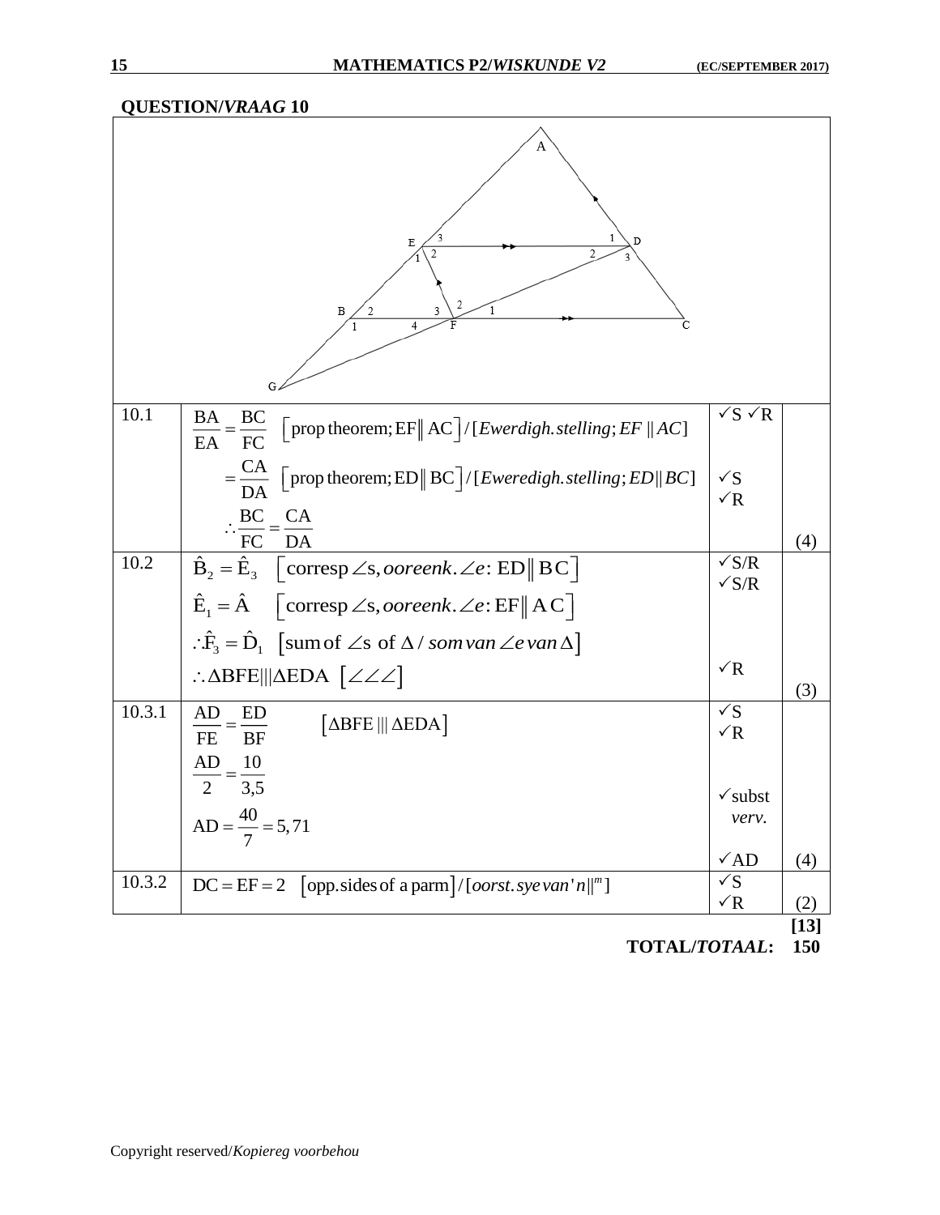## QUESTION/*VRAAG* 10

A
E 3 1 D
1 2 2 3
B 2 3 2 1 F C
1 4
G

| | | | |
|---|---|---|---|
| 10.1 | $\frac{BA}{EA}=\frac{BC}{FC}$ [prop theorem; EF ∥ AC] / [*Ewerdigh.stelling; EF ∥ AC*]<br>$=\frac{CA}{DA}$ [prop theorem; ED ∥ BC] / [*Eweredigh.stelling; ED ∥ BC*]<br>$\therefore \frac{BC}{FC}=\frac{CA}{DA}$ | ✓S ✓R<br><br>✓S<br>✓R | (4) |
| 10.2 | $\hat{B}_2=\hat{E}_3$ [corresp ∠s, *ooreenk.∠e*: ED ∥ BC]<br>$\hat{E}_1=\hat{A}$ [corresp ∠s, *ooreenk.∠e*: EF ∥ AC]<br>$\therefore \hat{F}_3=\hat{D}_1$ [sum of ∠s of Δ / *som van ∠e van Δ*]<br>$\therefore \Delta BFE \mid\mid\mid \Delta EDA$ [∠∠∠] | ✓S/R<br>✓S/R<br><br><br>✓R | (3) |
| 10.3.1 | $\frac{AD}{FE}=\frac{ED}{BF}$ [ΔBFE ∣∣∣ ΔEDA]<br>$\frac{AD}{2}=\frac{10}{3,5}$<br>$AD=\frac{40}{7}=5,71$ | ✓S<br>✓R<br><br>✓subst *verv.*<br><br>✓AD | (4) |
| 10.3.2 | $DC = EF = 2$ [opp.sides of a parm] / [*oorst.sye van 'n* ∥$^m$] | ✓S<br>✓R | (2) |

**[13]**

**TOTAL/*TOTAAL*: 150**